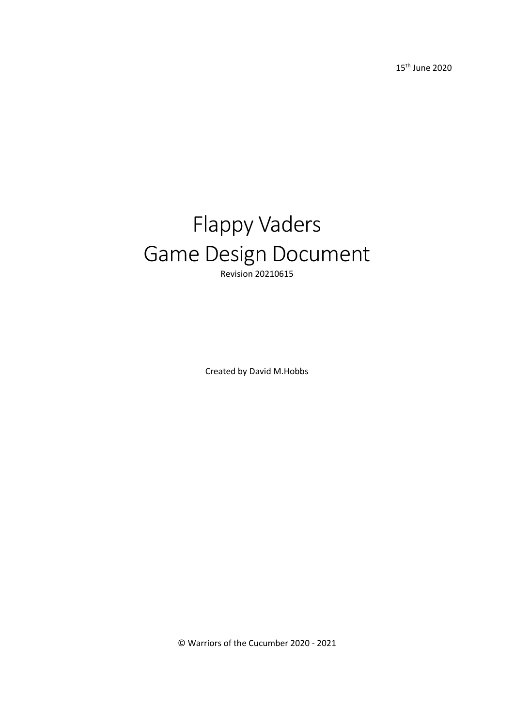15th June 2020

# Flappy Vaders
# Game Design Document

Revision 20210615

Created by David M.Hobbs

© Warriors of the Cucumber 2020 - 2021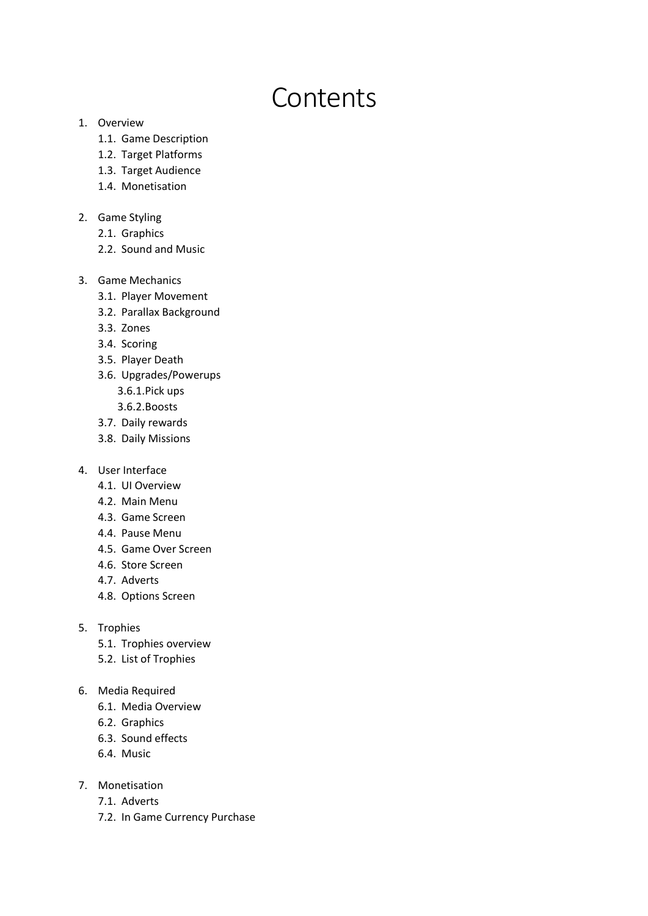# Contents

1. Overview
    - 1.1. Game Description
    - 1.2. Target Platforms
    - 1.3. Target Audience
    - 1.4. Monetisation

2. Game Styling
    - 2.1. Graphics
    - 2.2. Sound and Music

3. Game Mechanics
    - 3.1. Player Movement
    - 3.2. Parallax Background
    - 3.3. Zones
    - 3.4. Scoring
    - 3.5. Player Death
    - 3.6. Upgrades/Powerups
        - 3.6.1.Pick ups
        - 3.6.2.Boosts
    - 3.7. Daily rewards
    - 3.8. Daily Missions

4. User Interface
    - 4.1. UI Overview
    - 4.2. Main Menu
    - 4.3. Game Screen
    - 4.4. Pause Menu
    - 4.5. Game Over Screen
    - 4.6. Store Screen
    - 4.7. Adverts
    - 4.8. Options Screen

5. Trophies
    - 5.1. Trophies overview
    - 5.2. List of Trophies

6. Media Required
    - 6.1. Media Overview
    - 6.2. Graphics
    - 6.3. Sound effects
    - 6.4. Music

7. Monetisation
    - 7.1. Adverts
    - 7.2. In Game Currency Purchase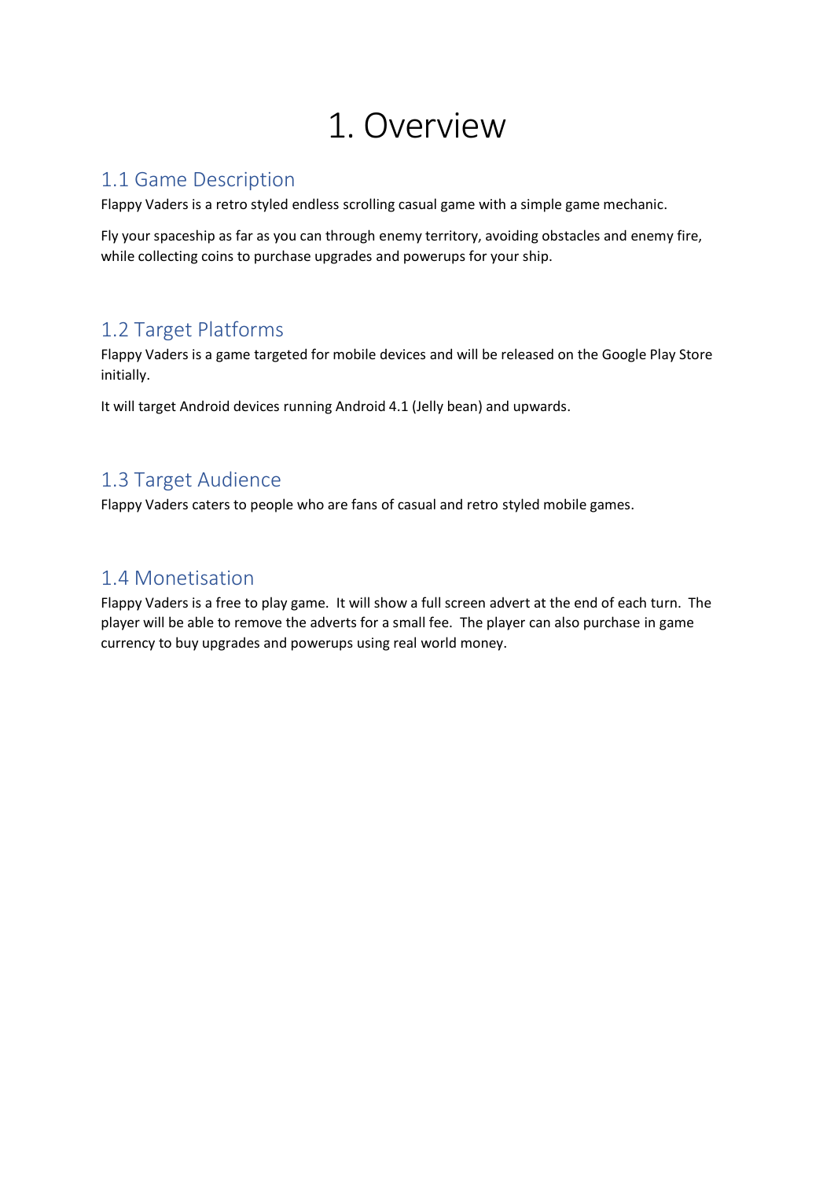# 1. Overview

## 1.1 Game Description

Flappy Vaders is a retro styled endless scrolling casual game with a simple game mechanic.

Fly your spaceship as far as you can through enemy territory, avoiding obstacles and enemy fire, while collecting coins to purchase upgrades and powerups for your ship.

## 1.2 Target Platforms

Flappy Vaders is a game targeted for mobile devices and will be released on the Google Play Store initially.

It will target Android devices running Android 4.1 (Jelly bean) and upwards.

## 1.3 Target Audience

Flappy Vaders caters to people who are fans of casual and retro styled mobile games.

## 1.4 Monetisation

Flappy Vaders is a free to play game. It will show a full screen advert at the end of each turn. The player will be able to remove the adverts for a small fee. The player can also purchase in game currency to buy upgrades and powerups using real world money.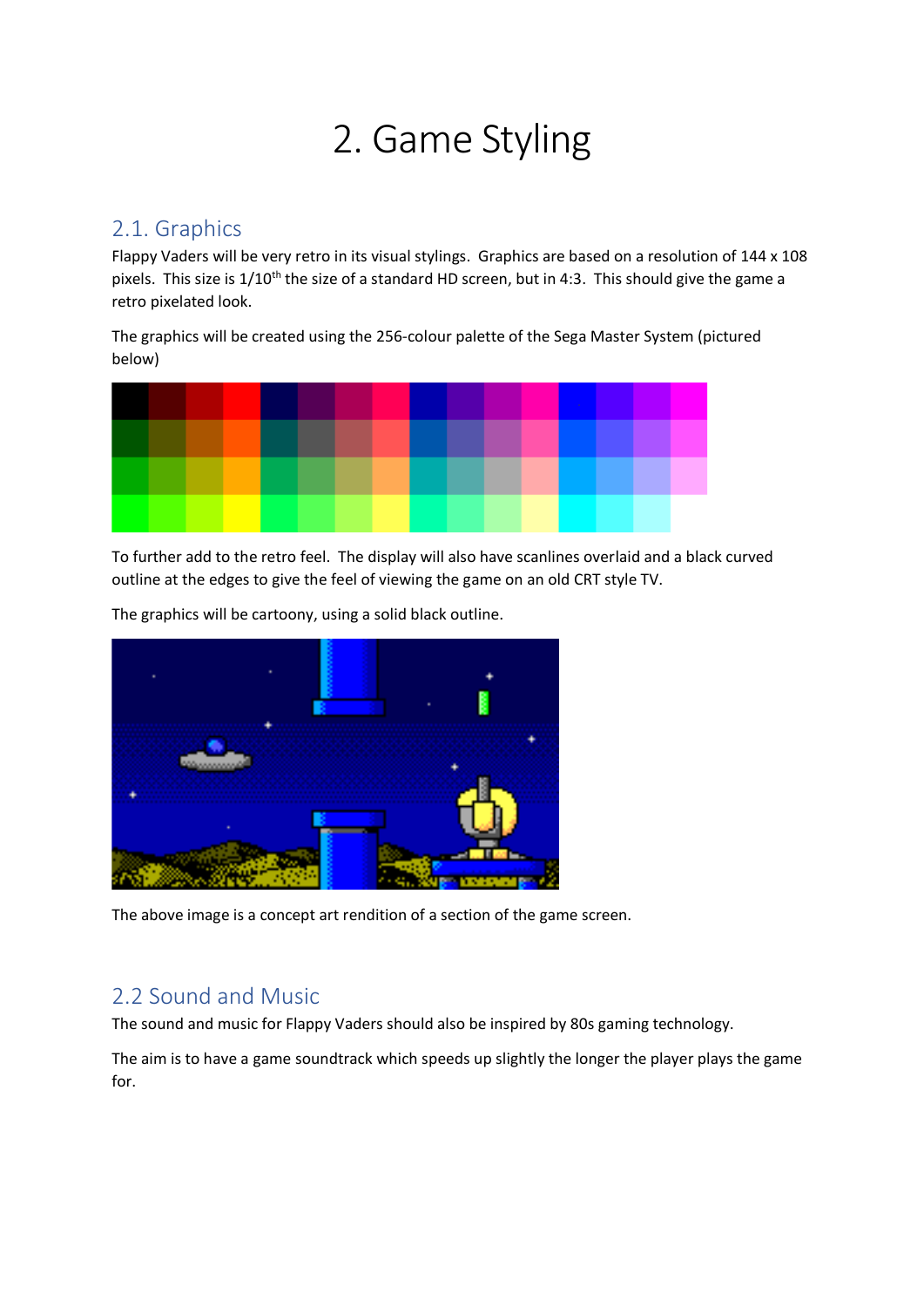# 2. Game Styling

## 2.1. Graphics

Flappy Vaders will be very retro in its visual stylings. Graphics are based on a resolution of 144 x 108 pixels. This size is 1/10th the size of a standard HD screen, but in 4:3. This should give the game a retro pixelated look.

The graphics will be created using the 256-colour palette of the Sega Master System (pictured below)

To further add to the retro feel. The display will also have scanlines overlaid and a black curved outline at the edges to give the feel of viewing the game on an old CRT style TV.

The graphics will be cartoony, using a solid black outline.

The above image is a concept art rendition of a section of the game screen.

## 2.2 Sound and Music

The sound and music for Flappy Vaders should also be inspired by 80s gaming technology.

The aim is to have a game soundtrack which speeds up slightly the longer the player plays the game for.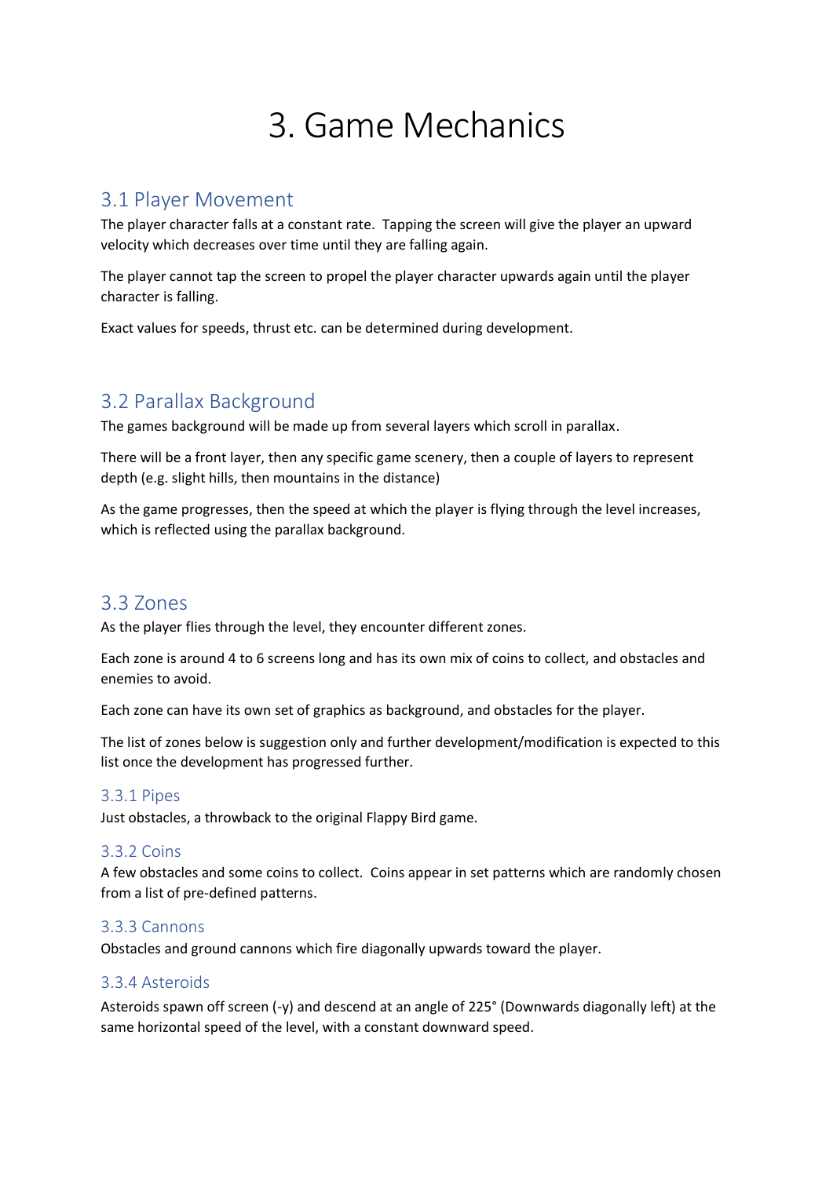# 3. Game Mechanics

## 3.1 Player Movement

The player character falls at a constant rate. Tapping the screen will give the player an upward velocity which decreases over time until they are falling again.

The player cannot tap the screen to propel the player character upwards again until the player character is falling.

Exact values for speeds, thrust etc. can be determined during development.

## 3.2 Parallax Background

The games background will be made up from several layers which scroll in parallax.

There will be a front layer, then any specific game scenery, then a couple of layers to represent depth (e.g. slight hills, then mountains in the distance)

As the game progresses, then the speed at which the player is flying through the level increases, which is reflected using the parallax background.

## 3.3 Zones

As the player flies through the level, they encounter different zones.

Each zone is around 4 to 6 screens long and has its own mix of coins to collect, and obstacles and enemies to avoid.

Each zone can have its own set of graphics as background, and obstacles for the player.

The list of zones below is suggestion only and further development/modification is expected to this list once the development has progressed further.

### 3.3.1 Pipes

Just obstacles, a throwback to the original Flappy Bird game.

### 3.3.2 Coins

A few obstacles and some coins to collect. Coins appear in set patterns which are randomly chosen from a list of pre-defined patterns.

### 3.3.3 Cannons

Obstacles and ground cannons which fire diagonally upwards toward the player.

### 3.3.4 Asteroids

Asteroids spawn off screen (-y) and descend at an angle of 225° (Downwards diagonally left) at the same horizontal speed of the level, with a constant downward speed.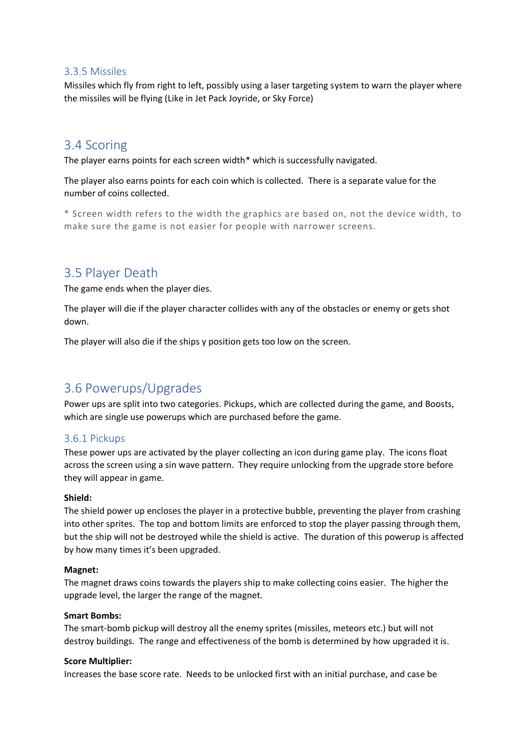### 3.3.5 Missiles

Missiles which fly from right to left, possibly using a laser targeting system to warn the player where the missiles will be flying (Like in Jet Pack Joyride, or Sky Force)

## 3.4 Scoring

The player earns points for each screen width* which is successfully navigated.

The player also earns points for each coin which is collected. There is a separate value for the number of coins collected.

* Screen width refers to the width the graphics are based on, not the device width, to make sure the game is not easier for people with narrower screens.

## 3.5 Player Death

The game ends when the player dies.

The player will die if the player character collides with any of the obstacles or enemy or gets shot down.

The player will also die if the ships y position gets too low on the screen.

## 3.6 Powerups/Upgrades

Power ups are split into two categories. Pickups, which are collected during the game, and Boosts, which are single use powerups which are purchased before the game.

### 3.6.1 Pickups

These power ups are activated by the player collecting an icon during game play. The icons float across the screen using a sin wave pattern. They require unlocking from the upgrade store before they will appear in game.

**Shield:**
The shield power up encloses the player in a protective bubble, preventing the player from crashing into other sprites. The top and bottom limits are enforced to stop the player passing through them, but the ship will not be destroyed while the shield is active. The duration of this powerup is affected by how many times it's been upgraded.

**Magnet:**
The magnet draws coins towards the players ship to make collecting coins easier. The higher the upgrade level, the larger the range of the magnet.

**Smart Bombs:**
The smart-bomb pickup will destroy all the enemy sprites (missiles, meteors etc.) but will not destroy buildings. The range and effectiveness of the bomb is determined by how upgraded it is.

**Score Multiplier:**
Increases the base score rate. Needs to be unlocked first with an initial purchase, and case be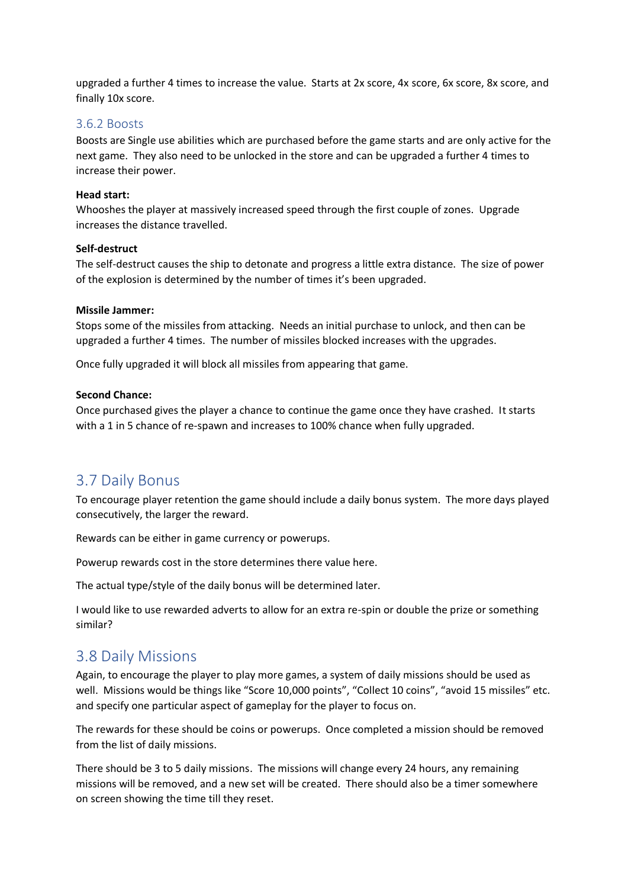upgraded a further 4 times to increase the value. Starts at 2x score, 4x score, 6x score, 8x score, and finally 10x score.

### 3.6.2 Boosts

Boosts are Single use abilities which are purchased before the game starts and are only active for the next game. They also need to be unlocked in the store and can be upgraded a further 4 times to increase their power.

**Head start:**

Whooshes the player at massively increased speed through the first couple of zones. Upgrade increases the distance travelled.

**Self-destruct**

The self-destruct causes the ship to detonate and progress a little extra distance. The size of power of the explosion is determined by the number of times it's been upgraded.

**Missile Jammer:**

Stops some of the missiles from attacking. Needs an initial purchase to unlock, and then can be upgraded a further 4 times. The number of missiles blocked increases with the upgrades.

Once fully upgraded it will block all missiles from appearing that game.

**Second Chance:**

Once purchased gives the player a chance to continue the game once they have crashed. It starts with a 1 in 5 chance of re-spawn and increases to 100% chance when fully upgraded.

## 3.7 Daily Bonus

To encourage player retention the game should include a daily bonus system. The more days played consecutively, the larger the reward.

Rewards can be either in game currency or powerups.

Powerup rewards cost in the store determines there value here.

The actual type/style of the daily bonus will be determined later.

I would like to use rewarded adverts to allow for an extra re-spin or double the prize or something similar?

## 3.8 Daily Missions

Again, to encourage the player to play more games, a system of daily missions should be used as well. Missions would be things like "Score 10,000 points", "Collect 10 coins", "avoid 15 missiles" etc. and specify one particular aspect of gameplay for the player to focus on.

The rewards for these should be coins or powerups. Once completed a mission should be removed from the list of daily missions.

There should be 3 to 5 daily missions. The missions will change every 24 hours, any remaining missions will be removed, and a new set will be created. There should also be a timer somewhere on screen showing the time till they reset.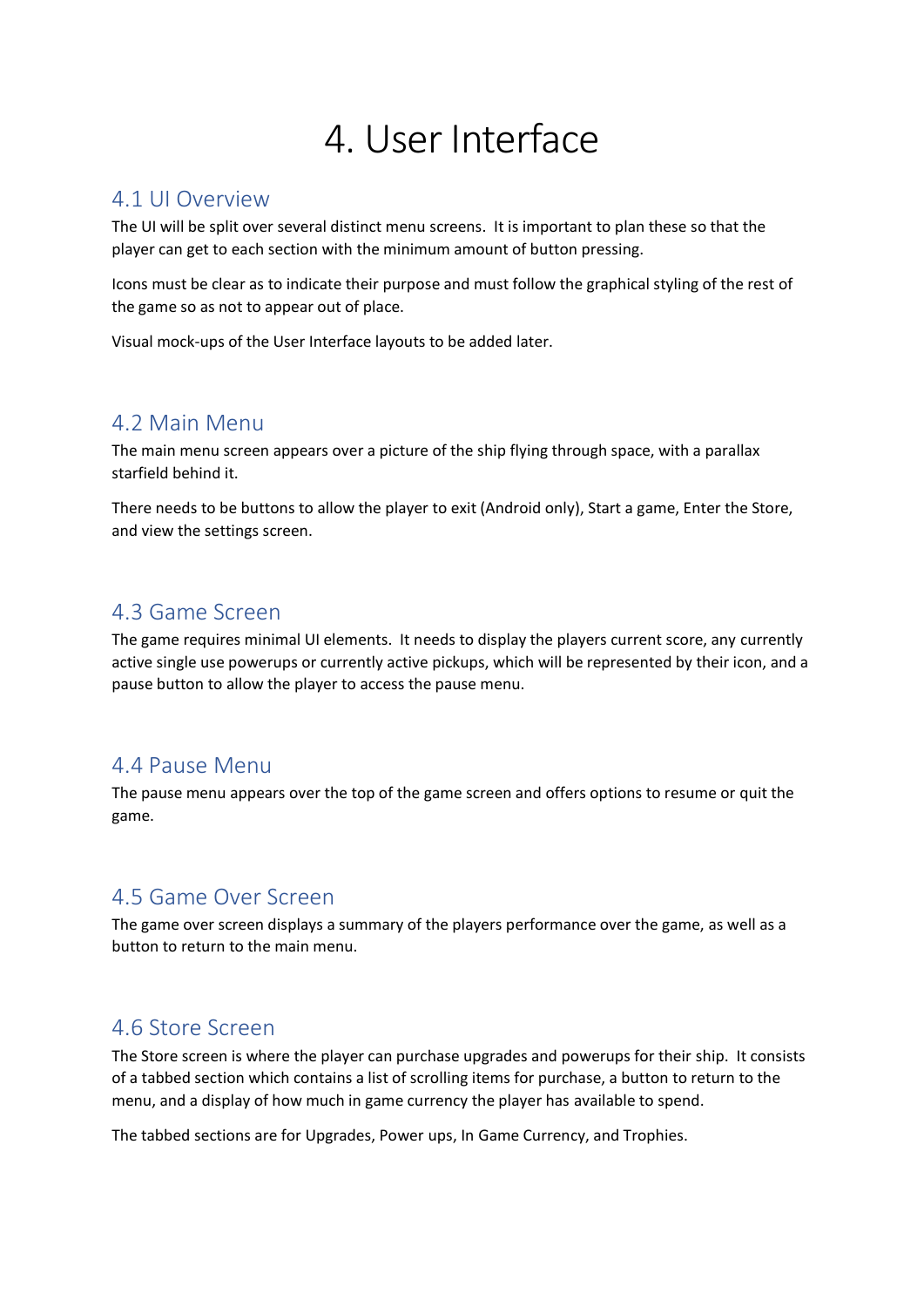# 4. User Interface

## 4.1 UI Overview

The UI will be split over several distinct menu screens. It is important to plan these so that the player can get to each section with the minimum amount of button pressing.

Icons must be clear as to indicate their purpose and must follow the graphical styling of the rest of the game so as not to appear out of place.

Visual mock-ups of the User Interface layouts to be added later.

## 4.2 Main Menu

The main menu screen appears over a picture of the ship flying through space, with a parallax starfield behind it.

There needs to be buttons to allow the player to exit (Android only), Start a game, Enter the Store, and view the settings screen.

## 4.3 Game Screen

The game requires minimal UI elements. It needs to display the players current score, any currently active single use powerups or currently active pickups, which will be represented by their icon, and a pause button to allow the player to access the pause menu.

## 4.4 Pause Menu

The pause menu appears over the top of the game screen and offers options to resume or quit the game.

## 4.5 Game Over Screen

The game over screen displays a summary of the players performance over the game, as well as a button to return to the main menu.

## 4.6 Store Screen

The Store screen is where the player can purchase upgrades and powerups for their ship. It consists of a tabbed section which contains a list of scrolling items for purchase, a button to return to the menu, and a display of how much in game currency the player has available to spend.

The tabbed sections are for Upgrades, Power ups, In Game Currency, and Trophies.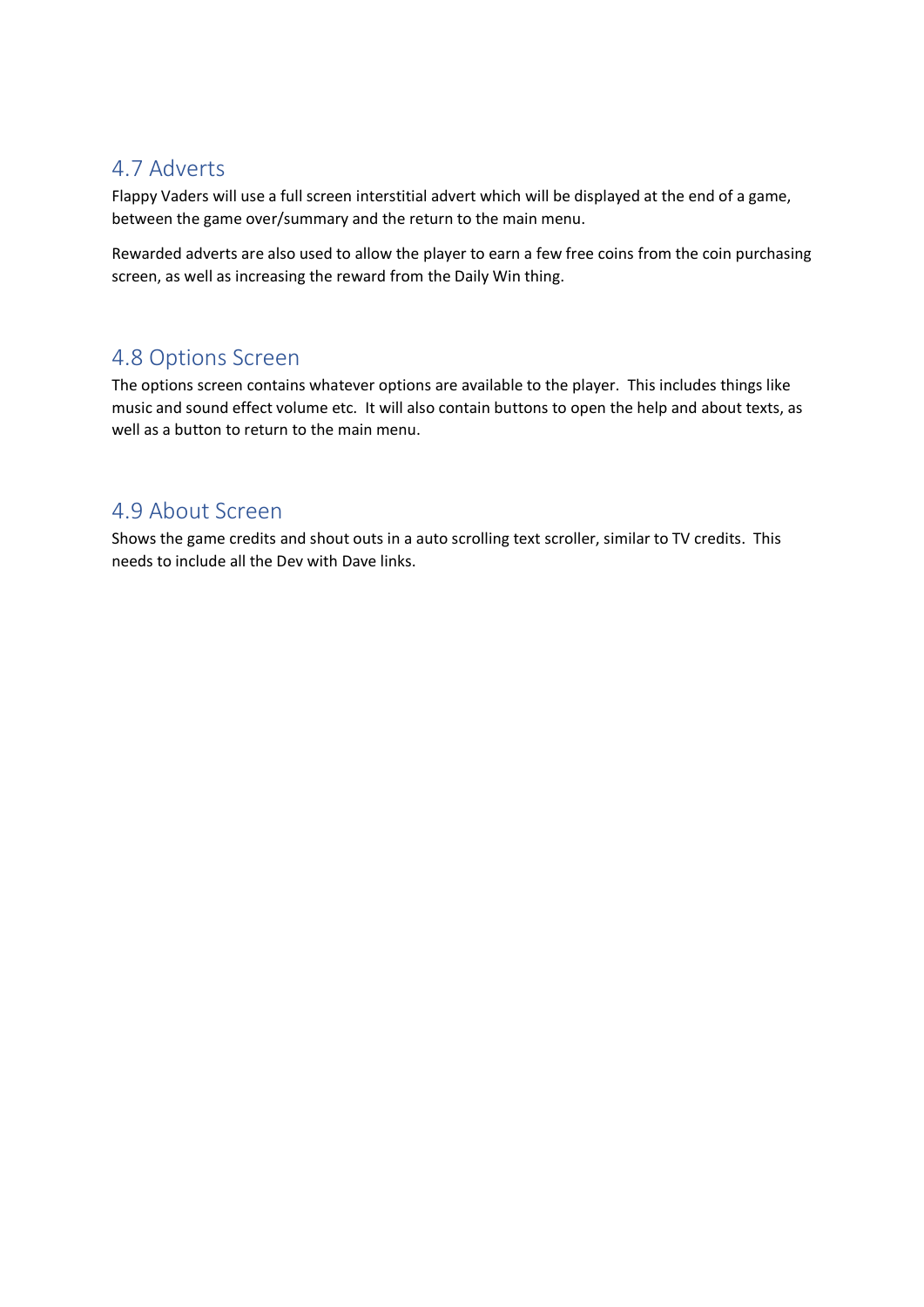## 4.7 Adverts

Flappy Vaders will use a full screen interstitial advert which will be displayed at the end of a game, between the game over/summary and the return to the main menu.

Rewarded adverts are also used to allow the player to earn a few free coins from the coin purchasing screen, as well as increasing the reward from the Daily Win thing.

## 4.8 Options Screen

The options screen contains whatever options are available to the player. This includes things like music and sound effect volume etc. It will also contain buttons to open the help and about texts, as well as a button to return to the main menu.

## 4.9 About Screen

Shows the game credits and shout outs in a auto scrolling text scroller, similar to TV credits. This needs to include all the Dev with Dave links.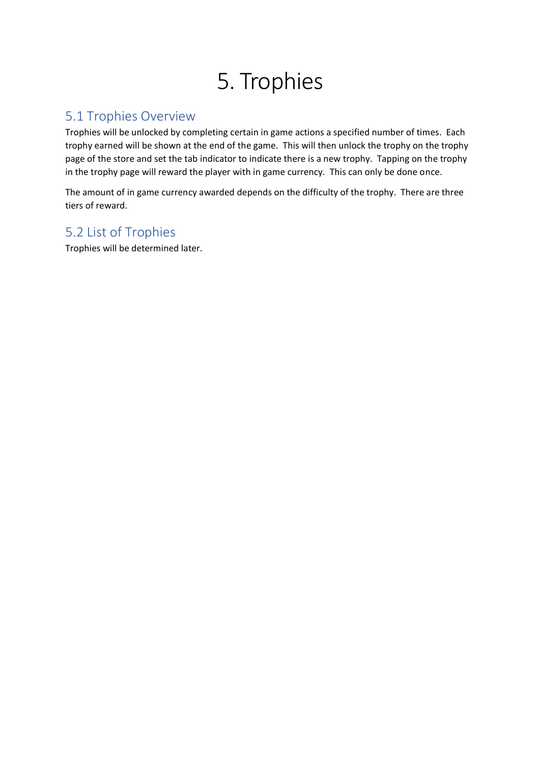# 5. Trophies

## 5.1 Trophies Overview

Trophies will be unlocked by completing certain in game actions a specified number of times. Each trophy earned will be shown at the end of the game. This will then unlock the trophy on the trophy page of the store and set the tab indicator to indicate there is a new trophy. Tapping on the trophy in the trophy page will reward the player with in game currency. This can only be done once.

The amount of in game currency awarded depends on the difficulty of the trophy. There are three tiers of reward.

## 5.2 List of Trophies

Trophies will be determined later.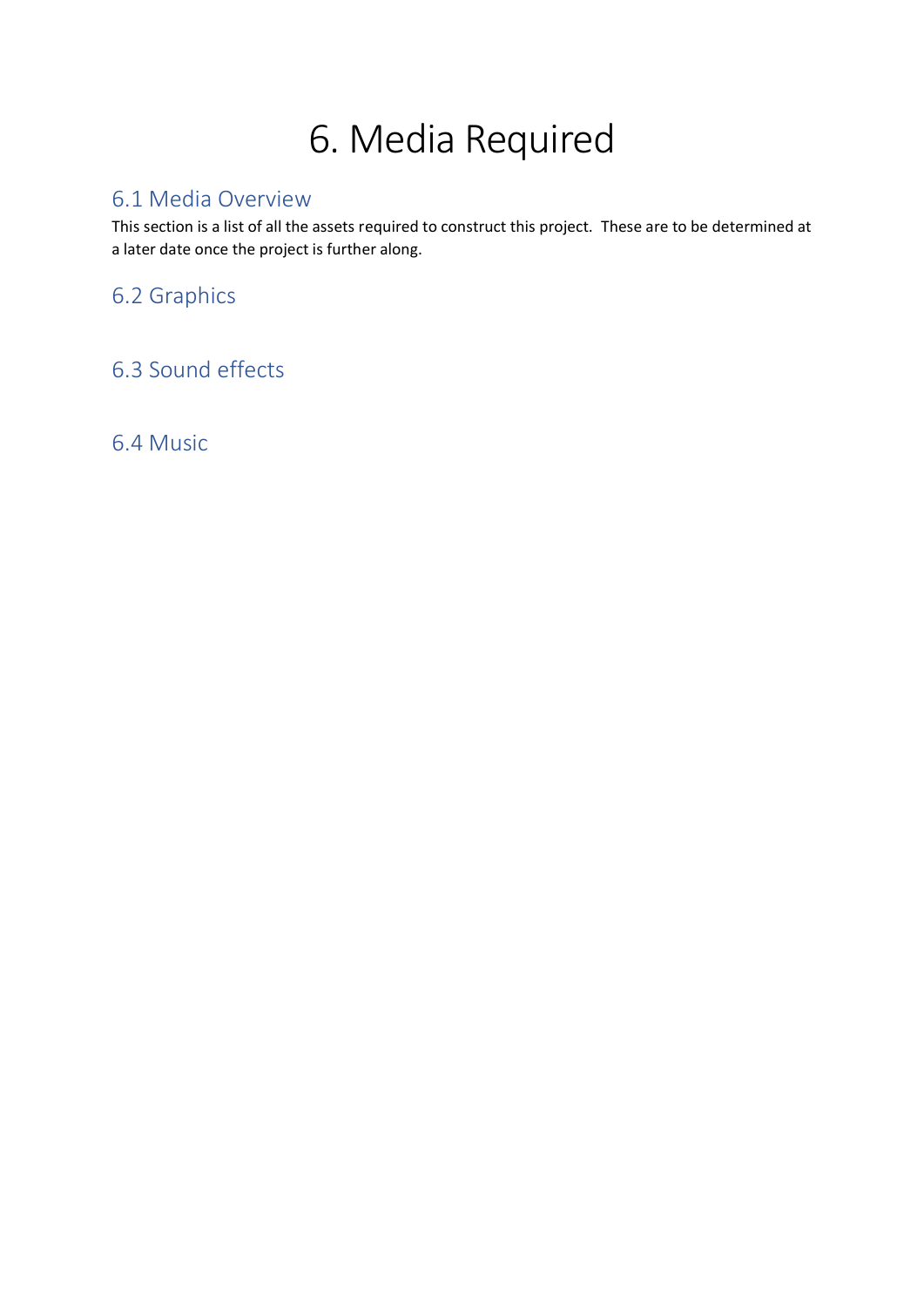# 6. Media Required

## 6.1 Media Overview

This section is a list of all the assets required to construct this project.  These are to be determined at a later date once the project is further along.

## 6.2 Graphics

## 6.3 Sound effects

## 6.4 Music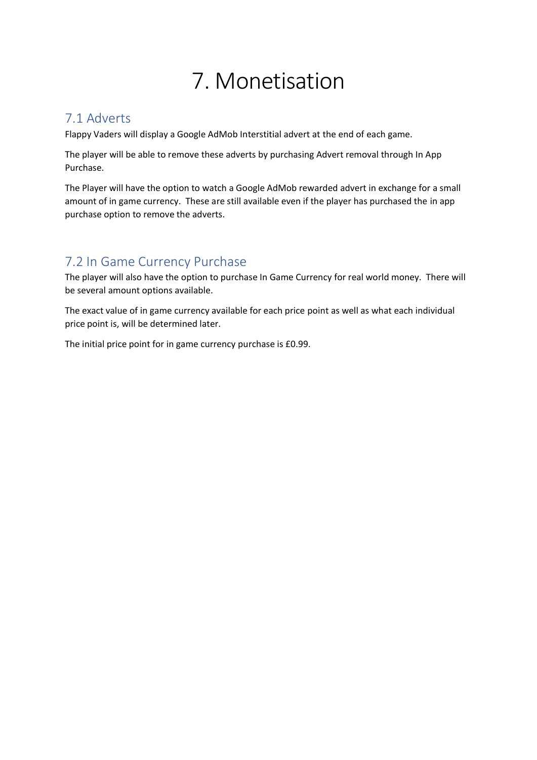# 7. Monetisation

## 7.1 Adverts

Flappy Vaders will display a Google AdMob Interstitial advert at the end of each game.

The player will be able to remove these adverts by purchasing Advert removal through In App Purchase.

The Player will have the option to watch a Google AdMob rewarded advert in exchange for a small amount of in game currency. These are still available even if the player has purchased the in app purchase option to remove the adverts.

## 7.2 In Game Currency Purchase

The player will also have the option to purchase In Game Currency for real world money. There will be several amount options available.

The exact value of in game currency available for each price point as well as what each individual price point is, will be determined later.

The initial price point for in game currency purchase is £0.99.